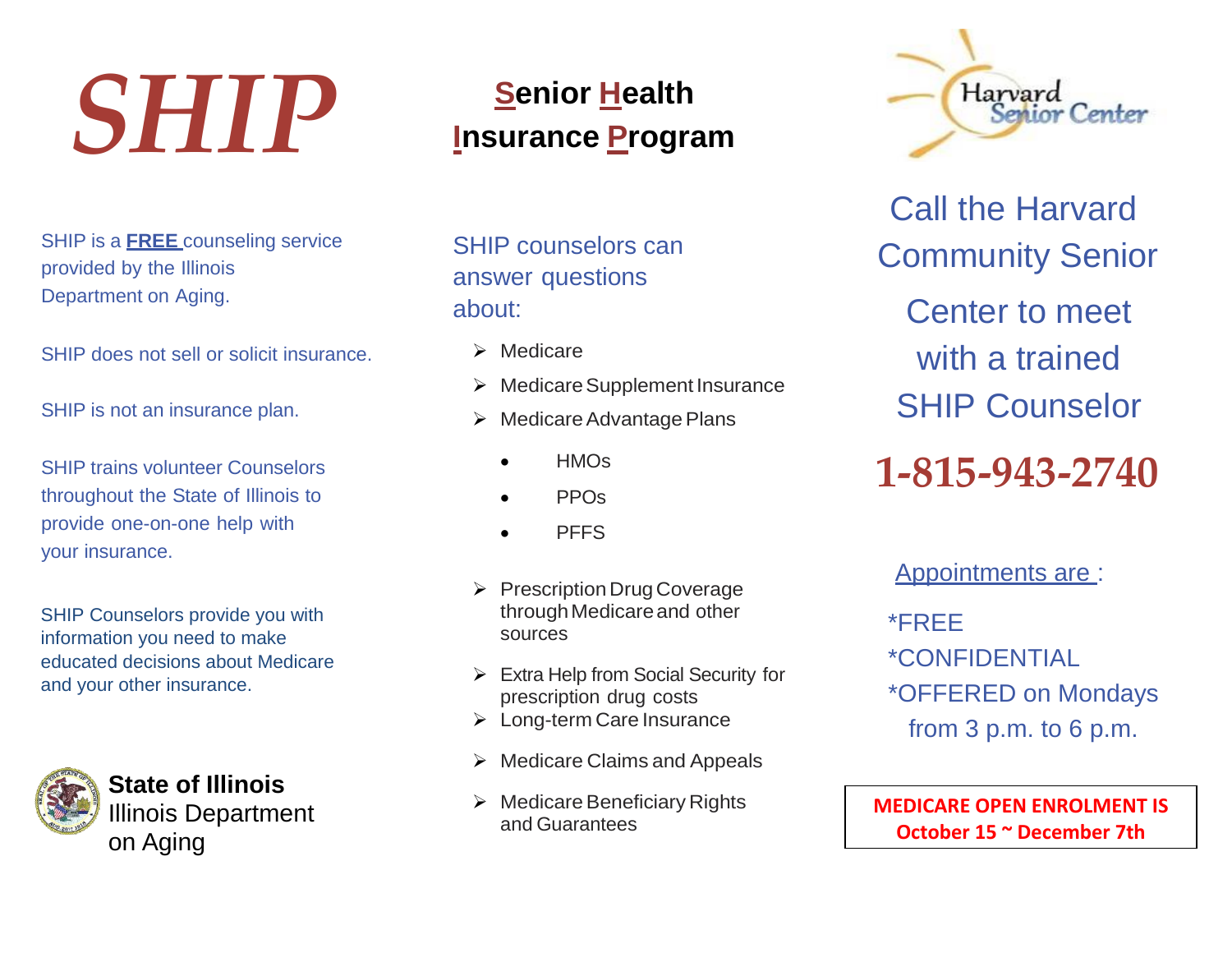# SHIP

## Senior Health Insurance Program

SHIP is a **FREE** counseling service provided by the Illinois Department on Aging.

SHIP does not sell or solicit insurance.

SHIP is not an insurance plan.

SHIP trains volunteer Counselors throughout the State of Illinois to provide one-on-one help with your insurance.

SHIP Counselors provide you with information you need to make educated decisions about Medicare and your other insurance.

**State of Illinois**
Illinois Department on Aging

SHIP counselors can answer questions about:

- Medicare
- Medicare Supplement Insurance
- Medicare Advantage Plans
  - HMOs
  - PPOs
  - PFFS
- Prescription Drug Coverage through Medicare and other sources
- Extra Help from Social Security for prescription drug costs
- Long-term Care Insurance
- Medicare Claims and Appeals
- Medicare Beneficiary Rights and Guarantees

Harvard Senior Center

Call the Harvard Community Senior Center to meet with a trained SHIP Counselor

**1-815-943-2740**

Appointments are :

*FREE
*CONFIDENTIAL
*OFFERED on Mondays from 3 p.m. to 6 p.m.

**MEDICARE OPEN ENROLMENT IS October 15 ~ December 7th**